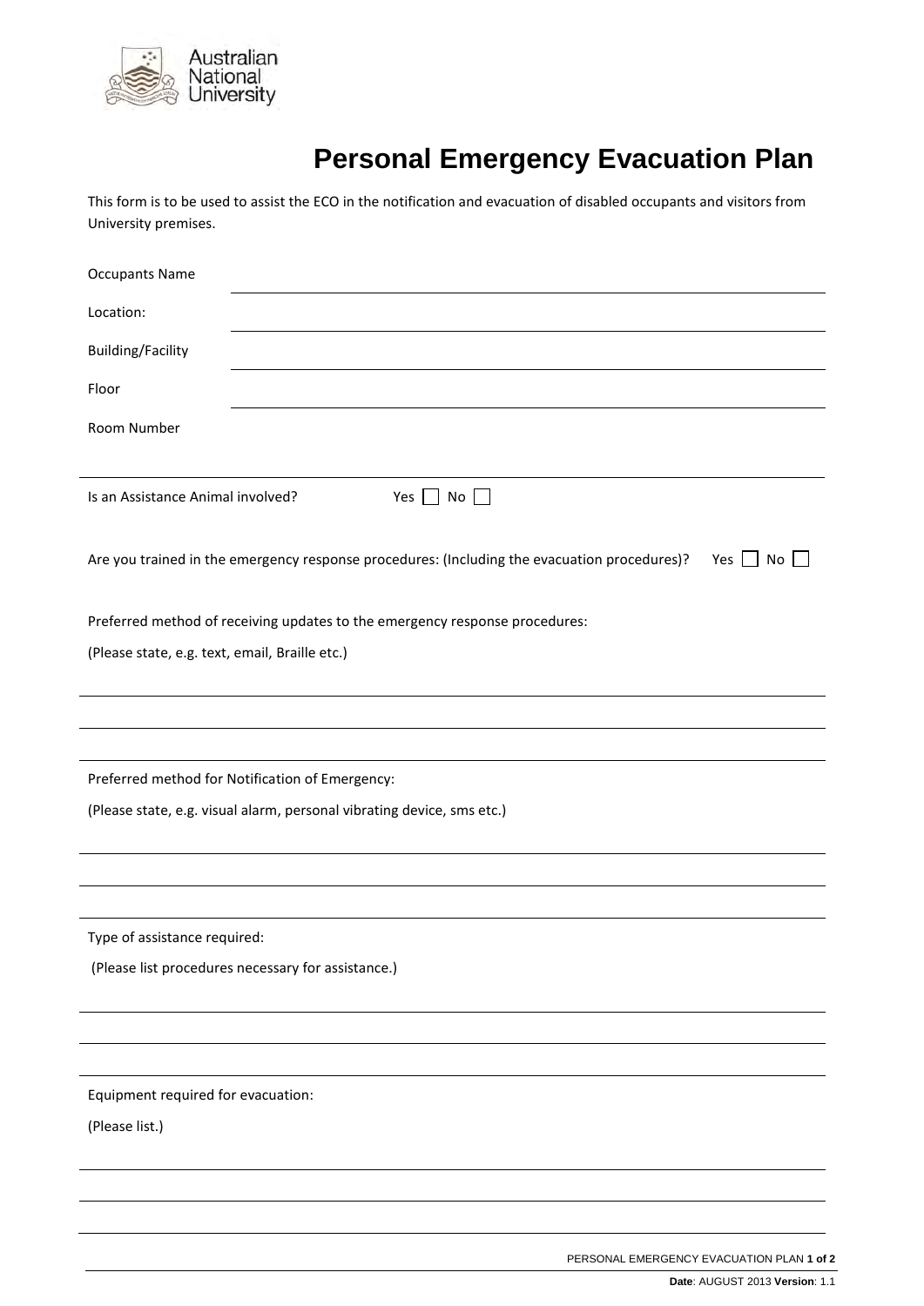# Personal Emergency Evacuation Plan

This form is to be used to assist the ECO in the notification and evacuation of disabled occupants and visitors from University premises.

Occupants Name ______________________________

Location: ______________________________

Building/Facility ______________________________

Floor ______________________________

Room Number ______________________________

Is an Assistance Animal involved? Yes ☐ No ☐

Are you trained in the emergency response procedures: (Including the evacuation procedures)? Yes ☐ No ☐

Preferred method of receiving updates to the emergency response procedures:

(Please state, e.g. text, email, Braille etc.)

______________________________

______________________________

______________________________

Preferred method for Notification of Emergency:

(Please state, e.g. visual alarm, personal vibrating device, sms etc.)

______________________________

______________________________

______________________________

Type of assistance required:

(Please list procedures necessary for assistance.)

______________________________

______________________________

______________________________

Equipment required for evacuation:

(Please list.)

______________________________

______________________________

______________________________

**Date**: AUGUST 2013 **Version**: 1.1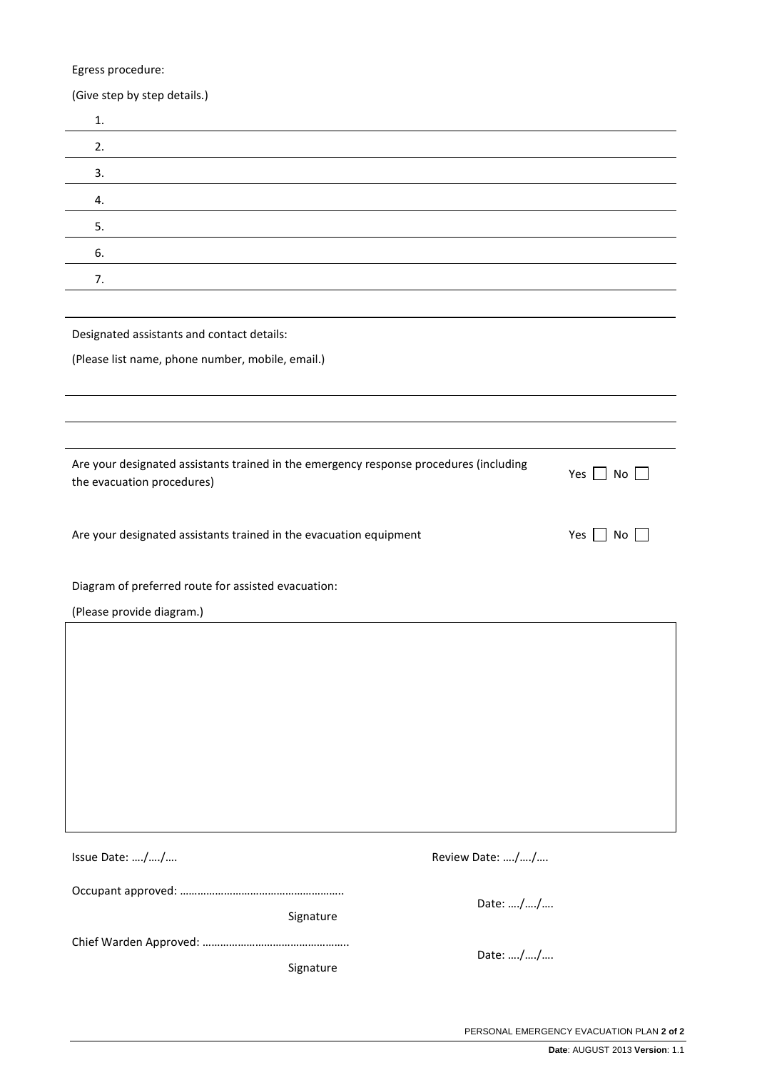Egress procedure:

(Give step by step details.)

1.
2.
3.
4.
5.
6.
7.

Designated assistants and contact details:

(Please list name, phone number, mobile, email.)

Are your designated assistants trained in the emergency response procedures (including the evacuation procedures) Yes ☐ No ☐

Are your designated assistants trained in the evacuation equipment Yes ☐ No ☐

Diagram of preferred route for assisted evacuation:

(Please provide diagram.)

Issue Date: …./…./…. Review Date: …./…./….

Occupant approved: ……………………………………………….. Date: …./…./….
Signature

Chief Warden Approved: ………………………………………….. Date: …./…./….
Signature

PERSONAL EMERGENCY EVACUATION PLAN

**Date**: AUGUST 2013 **Version**: 1.1